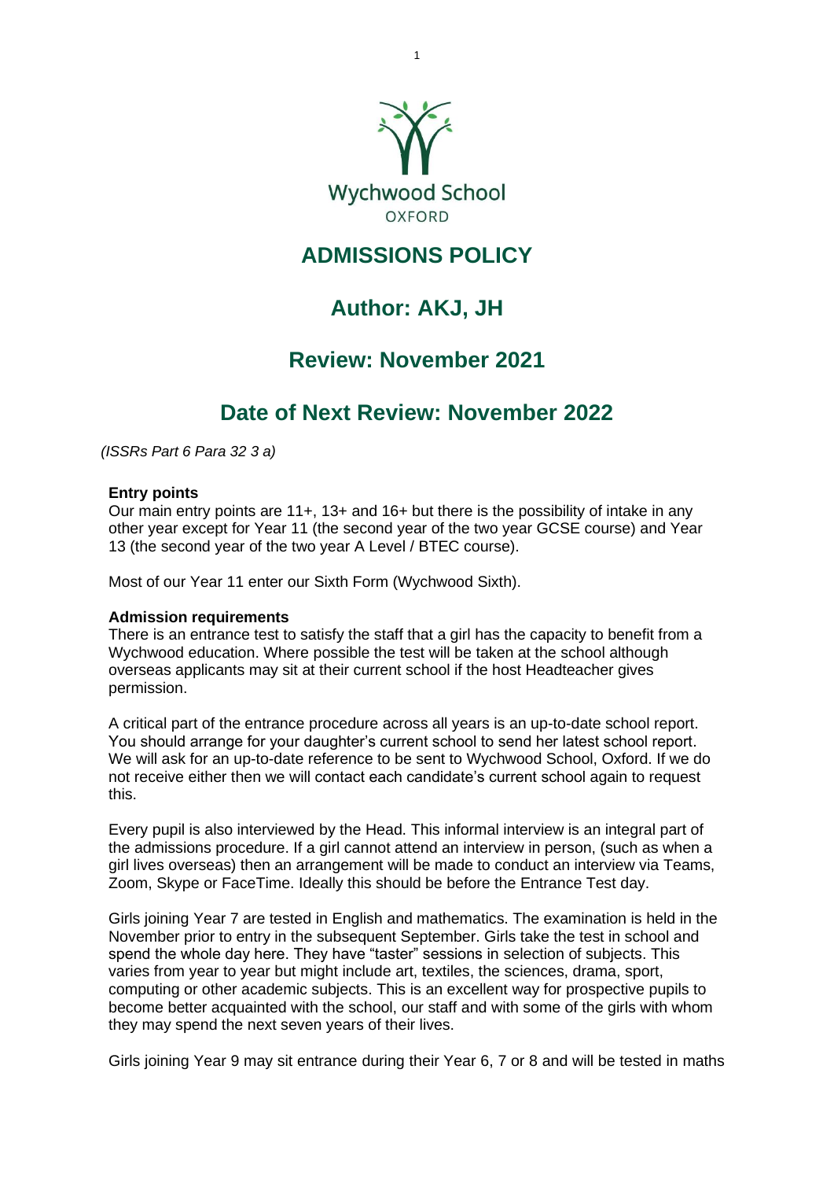Wychwood School

OXFORD

# ADMISSIONS POLICY

## Author: AKJ, JH

## Review: November 2021

## Date of Next Review: November 2022

*(ISSRs Part 6 Para 32 3 a)*

**Entry points**

Our main entry points are 11+, 13+ and 16+ but there is the possibility of intake in any other year except for Year 11 (the second year of the two year GCSE course) and Year 13 (the second year of the two year A Level / BTEC course).

Most of our Year 11 enter our Sixth Form (Wychwood Sixth).

**Admission requirements**

There is an entrance test to satisfy the staff that a girl has the capacity to benefit from a Wychwood education. Where possible the test will be taken at the school although overseas applicants may sit at their current school if the host Headteacher gives permission.

A critical part of the entrance procedure across all years is an up-to-date school report. You should arrange for your daughter's current school to send her latest school report. We will ask for an up-to-date reference to be sent to Wychwood School, Oxford. If we do not receive either then we will contact each candidate's current school again to request this.

Every pupil is also interviewed by the Head. This informal interview is an integral part of the admissions procedure. If a girl cannot attend an interview in person, (such as when a girl lives overseas) then an arrangement will be made to conduct an interview via Teams, Zoom, Skype or FaceTime. Ideally this should be before the Entrance Test day.

Girls joining Year 7 are tested in English and mathematics. The examination is held in the November prior to entry in the subsequent September. Girls take the test in school and spend the whole day here. They have "taster" sessions in selection of subjects. This varies from year to year but might include art, textiles, the sciences, drama, sport, computing or other academic subjects. This is an excellent way for prospective pupils to become better acquainted with the school, our staff and with some of the girls with whom they may spend the next seven years of their lives.

Girls joining Year 9 may sit entrance during their Year 6, 7 or 8 and will be tested in maths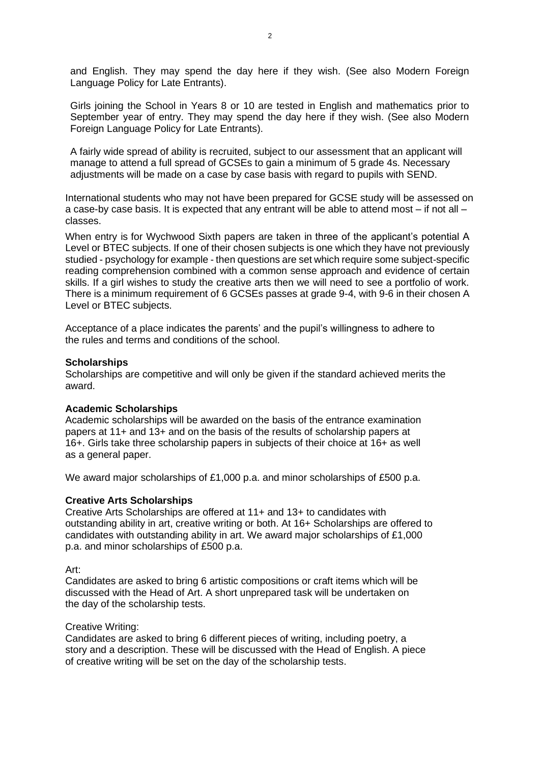and English. They may spend the day here if they wish. (See also Modern Foreign Language Policy for Late Entrants).

Girls joining the School in Years 8 or 10 are tested in English and mathematics prior to September year of entry. They may spend the day here if they wish. (See also Modern Foreign Language Policy for Late Entrants).

A fairly wide spread of ability is recruited, subject to our assessment that an applicant will manage to attend a full spread of GCSEs to gain a minimum of 5 grade 4s. Necessary adjustments will be made on a case by case basis with regard to pupils with SEND.

International students who may not have been prepared for GCSE study will be assessed on a case-by case basis. It is expected that any entrant will be able to attend most – if not all – classes.

When entry is for Wychwood Sixth papers are taken in three of the applicant's potential A Level or BTEC subjects. If one of their chosen subjects is one which they have not previously studied - psychology for example - then questions are set which require some subject-specific reading comprehension combined with a common sense approach and evidence of certain skills. If a girl wishes to study the creative arts then we will need to see a portfolio of work. There is a minimum requirement of 6 GCSEs passes at grade 9-4, with 9-6 in their chosen A Level or BTEC subjects.

Acceptance of a place indicates the parents' and the pupil's willingness to adhere to the rules and terms and conditions of the school.

**Scholarships**

Scholarships are competitive and will only be given if the standard achieved merits the award.

**Academic Scholarships**

Academic scholarships will be awarded on the basis of the entrance examination papers at 11+ and 13+ and on the basis of the results of scholarship papers at 16+. Girls take three scholarship papers in subjects of their choice at 16+ as well as a general paper.

We award major scholarships of £1,000 p.a. and minor scholarships of £500 p.a.

**Creative Arts Scholarships**

Creative Arts Scholarships are offered at 11+ and 13+ to candidates with outstanding ability in art, creative writing or both. At 16+ Scholarships are offered to candidates with outstanding ability in art. We award major scholarships of £1,000 p.a. and minor scholarships of £500 p.a.

Art:

Candidates are asked to bring 6 artistic compositions or craft items which will be discussed with the Head of Art. A short unprepared task will be undertaken on the day of the scholarship tests.

Creative Writing:

Candidates are asked to bring 6 different pieces of writing, including poetry, a story and a description. These will be discussed with the Head of English. A piece of creative writing will be set on the day of the scholarship tests.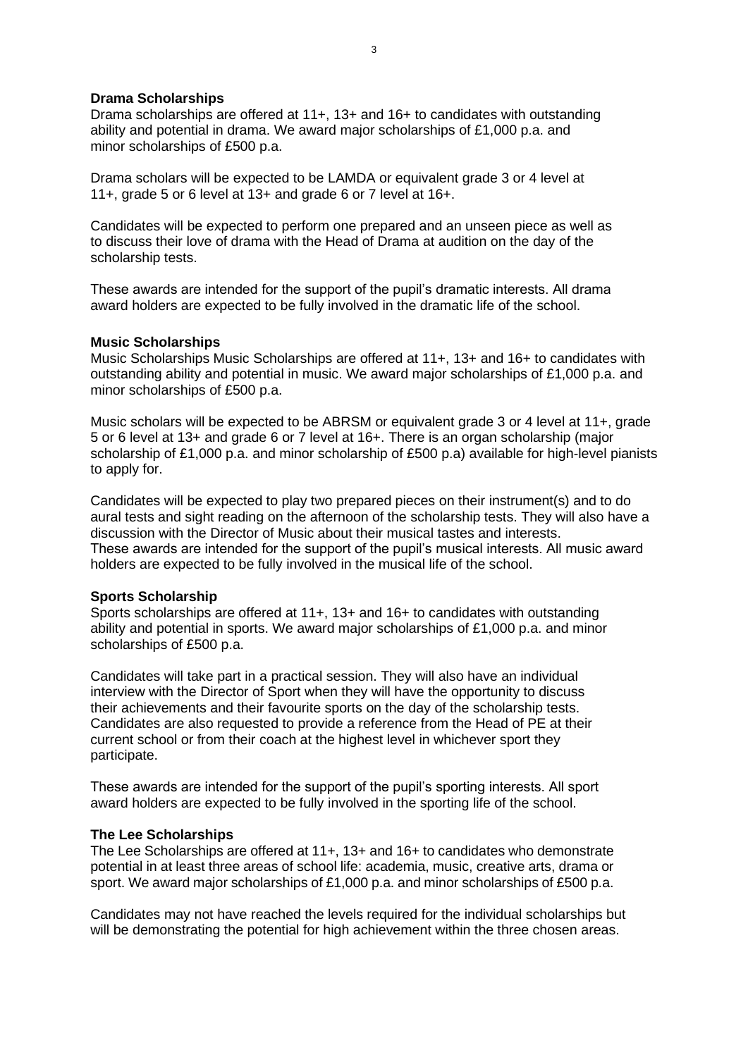**Drama Scholarships**

Drama scholarships are offered at 11+, 13+ and 16+ to candidates with outstanding ability and potential in drama. We award major scholarships of £1,000 p.a. and minor scholarships of £500 p.a.

Drama scholars will be expected to be LAMDA or equivalent grade 3 or 4 level at 11+, grade 5 or 6 level at 13+ and grade 6 or 7 level at 16+.

Candidates will be expected to perform one prepared and an unseen piece as well as to discuss their love of drama with the Head of Drama at audition on the day of the scholarship tests.

These awards are intended for the support of the pupil's dramatic interests. All drama award holders are expected to be fully involved in the dramatic life of the school.

**Music Scholarships**

Music Scholarships Music Scholarships are offered at 11+, 13+ and 16+ to candidates with outstanding ability and potential in music. We award major scholarships of £1,000 p.a. and minor scholarships of £500 p.a.

Music scholars will be expected to be ABRSM or equivalent grade 3 or 4 level at 11+, grade 5 or 6 level at 13+ and grade 6 or 7 level at 16+. There is an organ scholarship (major scholarship of £1,000 p.a. and minor scholarship of £500 p.a) available for high-level pianists to apply for.

Candidates will be expected to play two prepared pieces on their instrument(s) and to do aural tests and sight reading on the afternoon of the scholarship tests. They will also have a discussion with the Director of Music about their musical tastes and interests.
These awards are intended for the support of the pupil's musical interests. All music award holders are expected to be fully involved in the musical life of the school.

**Sports Scholarship**

Sports scholarships are offered at 11+, 13+ and 16+ to candidates with outstanding ability and potential in sports. We award major scholarships of £1,000 p.a. and minor scholarships of £500 p.a.

Candidates will take part in a practical session. They will also have an individual interview with the Director of Sport when they will have the opportunity to discuss their achievements and their favourite sports on the day of the scholarship tests. Candidates are also requested to provide a reference from the Head of PE at their current school or from their coach at the highest level in whichever sport they participate.

These awards are intended for the support of the pupil's sporting interests. All sport award holders are expected to be fully involved in the sporting life of the school.

**The Lee Scholarships**

The Lee Scholarships are offered at 11+, 13+ and 16+ to candidates who demonstrate potential in at least three areas of school life: academia, music, creative arts, drama or sport. We award major scholarships of £1,000 p.a. and minor scholarships of £500 p.a.

Candidates may not have reached the levels required for the individual scholarships but will be demonstrating the potential for high achievement within the three chosen areas.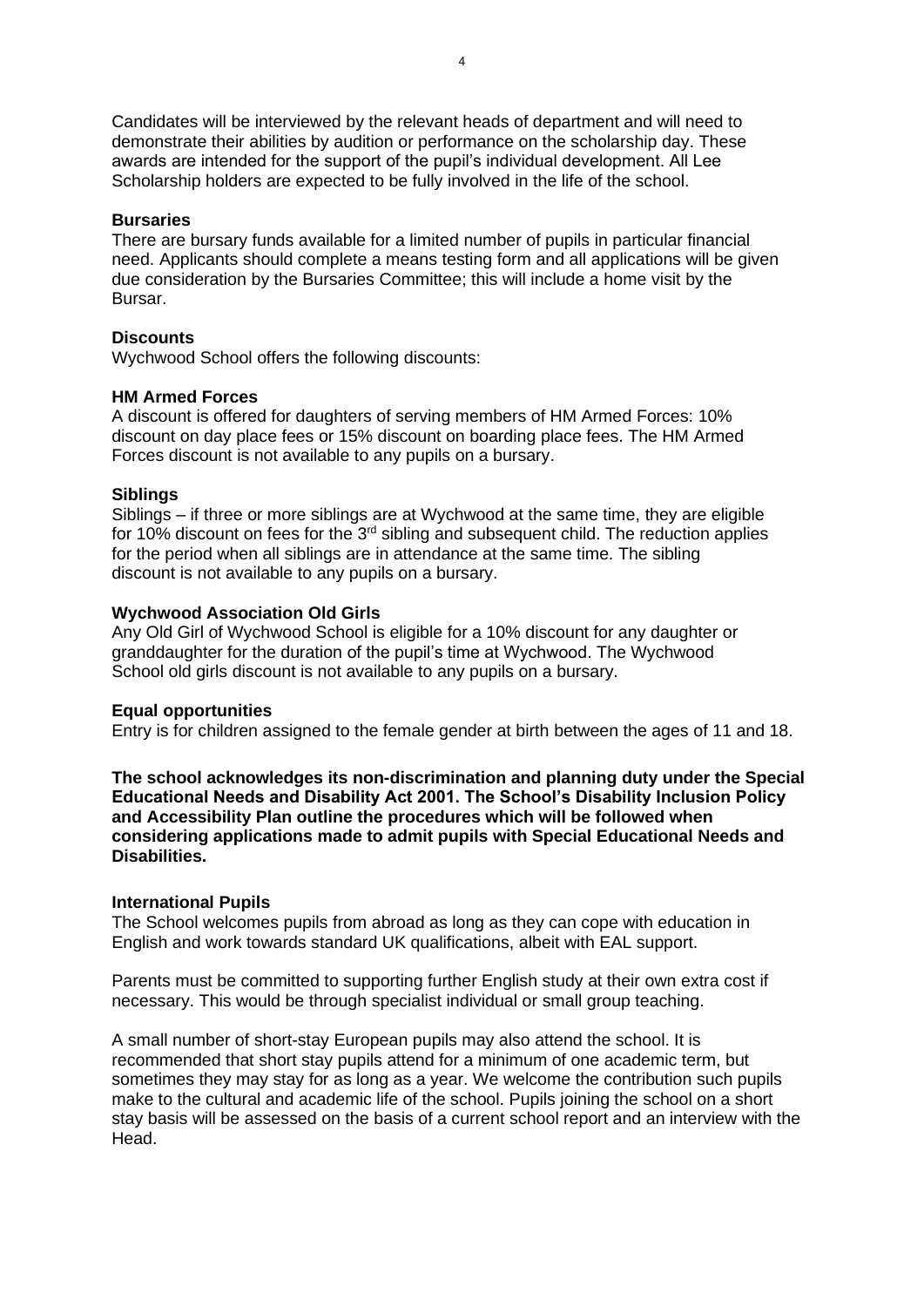Candidates will be interviewed by the relevant heads of department and will need to demonstrate their abilities by audition or performance on the scholarship day. These awards are intended for the support of the pupil's individual development. All Lee Scholarship holders are expected to be fully involved in the life of the school.

**Bursaries**

There are bursary funds available for a limited number of pupils in particular financial need. Applicants should complete a means testing form and all applications will be given due consideration by the Bursaries Committee; this will include a home visit by the Bursar.

**Discounts**

Wychwood School offers the following discounts:

**HM Armed Forces**

A discount is offered for daughters of serving members of HM Armed Forces: 10% discount on day place fees or 15% discount on boarding place fees. The HM Armed Forces discount is not available to any pupils on a bursary.

**Siblings**

Siblings – if three or more siblings are at Wychwood at the same time, they are eligible for 10% discount on fees for the 3rd sibling and subsequent child. The reduction applies for the period when all siblings are in attendance at the same time. The sibling discount is not available to any pupils on a bursary.

**Wychwood Association Old Girls**

Any Old Girl of Wychwood School is eligible for a 10% discount for any daughter or granddaughter for the duration of the pupil's time at Wychwood. The Wychwood School old girls discount is not available to any pupils on a bursary.

**Equal opportunities**

Entry is for children assigned to the female gender at birth between the ages of 11 and 18.

**The school acknowledges its non-discrimination and planning duty under the Special Educational Needs and Disability Act 2001. The School's Disability Inclusion Policy and Accessibility Plan outline the procedures which will be followed when considering applications made to admit pupils with Special Educational Needs and Disabilities.**

**International Pupils**

The School welcomes pupils from abroad as long as they can cope with education in English and work towards standard UK qualifications, albeit with EAL support.

Parents must be committed to supporting further English study at their own extra cost if necessary. This would be through specialist individual or small group teaching.

A small number of short-stay European pupils may also attend the school. It is recommended that short stay pupils attend for a minimum of one academic term, but sometimes they may stay for as long as a year. We welcome the contribution such pupils make to the cultural and academic life of the school. Pupils joining the school on a short stay basis will be assessed on the basis of a current school report and an interview with the Head.